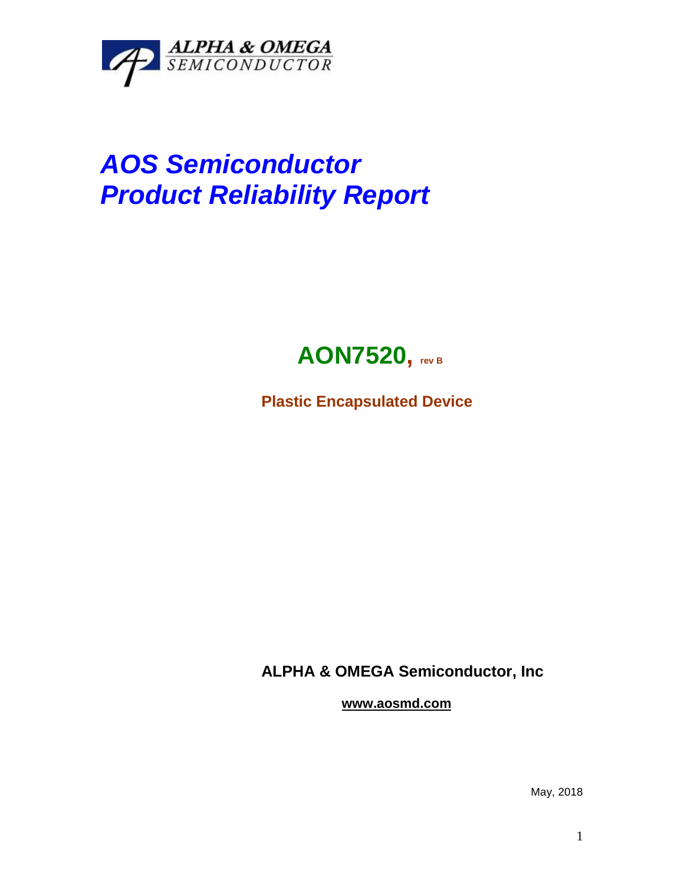ALPHA & OMEGA
SEMICONDUCTOR

# *AOS Semiconductor*
# *Product Reliability Report*

## AON7520, rev B

**Plastic Encapsulated Device**

**ALPHA & OMEGA Semiconductor, Inc**

**www.aosmd.com**

May, 2018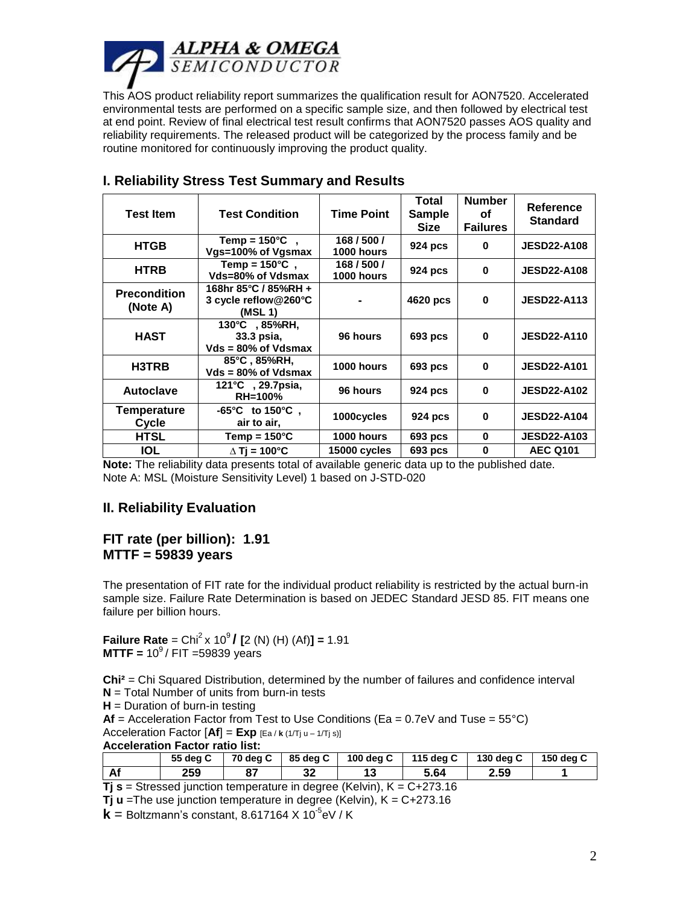ALPHA & OMEGA SEMICONDUCTOR

This AOS product reliability report summarizes the qualification result for AON7520. Accelerated environmental tests are performed on a specific sample size, and then followed by electrical test at end point. Review of final electrical test result confirms that AON7520 passes AOS quality and reliability requirements. The released product will be categorized by the process family and be routine monitored for continuously improving the product quality.

## I. Reliability Stress Test Summary and Results

| Test Item | Test Condition | Time Point | Total Sample Size | Number of Failures | Reference Standard |
|---|---|---|---|---|---|
| HTGB | Temp = 150°C , Vgs=100% of Vgsmax | 168 / 500 / 1000 hours | 924 pcs | 0 | JESD22-A108 |
| HTRB | Temp = 150°C , Vds=80% of Vdsmax | 168 / 500 / 1000 hours | 924 pcs | 0 | JESD22-A108 |
| Precondition (Note A) | 168hr 85°C / 85%RH + 3 cycle reflow@260°C (MSL 1) | - | 4620 pcs | 0 | JESD22-A113 |
| HAST | 130°C , 85%RH, 33.3 psia, Vds = 80% of Vdsmax | 96 hours | 693 pcs | 0 | JESD22-A110 |
| H3TRB | 85°C , 85%RH, Vds = 80% of Vdsmax | 1000 hours | 693 pcs | 0 | JESD22-A101 |
| Autoclave | 121°C , 29.7psia, RH=100% | 96 hours | 924 pcs | 0 | JESD22-A102 |
| Temperature Cycle | -65°C to 150°C , air to air, | 1000cycles | 924 pcs | 0 | JESD22-A104 |
| HTSL | Temp = 150°C | 1000 hours | 693 pcs | 0 | JESD22-A103 |
| IOL | $\Delta$ Tj = 100°C | 15000 cycles | 693 pcs | 0 | AEC Q101 |

**Note:** The reliability data presents total of available generic data up to the published date.
Note A: MSL (Moisture Sensitivity Level) 1 based on J-STD-020

## II. Reliability Evaluation

### FIT rate (per billion): 1.91
### MTTF = 59839 years

The presentation of FIT rate for the individual product reliability is restricted by the actual burn-in sample size. Failure Rate Determination is based on JEDEC Standard JESD 85. FIT means one failure per billion hours.

**Failure Rate** = $Chi^2 \times 10^9$ **/ [**2 (N) (H) (Af)**] =** 1.91
**MTTF =** $10^9$ / FIT =59839 years

**Chi²** = Chi Squared Distribution, determined by the number of failures and confidence interval
**N** = Total Number of units from burn-in tests
**H** = Duration of burn-in testing
**Af** = Acceleration Factor from Test to Use Conditions (Ea = 0.7eV and Tuse = 55°C)
Acceleration Factor [**Af**] = **Exp** [Ea / **k** (1/Tj u – 1/Tj s)]

**Acceleration Factor ratio list:**

| | 55 deg C | 70 deg C | 85 deg C | 100 deg C | 115 deg C | 130 deg C | 150 deg C |
|---|---|---|---|---|---|---|---|
| Af | 259 | 87 | 32 | 13 | 5.64 | 2.59 | 1 |

**Tj s** = Stressed junction temperature in degree (Kelvin), K = C+273.16
**Tj u** =The use junction temperature in degree (Kelvin), K = C+273.16
**k** = Boltzmann's constant, $8.617164 \times 10^{-5}$eV / K